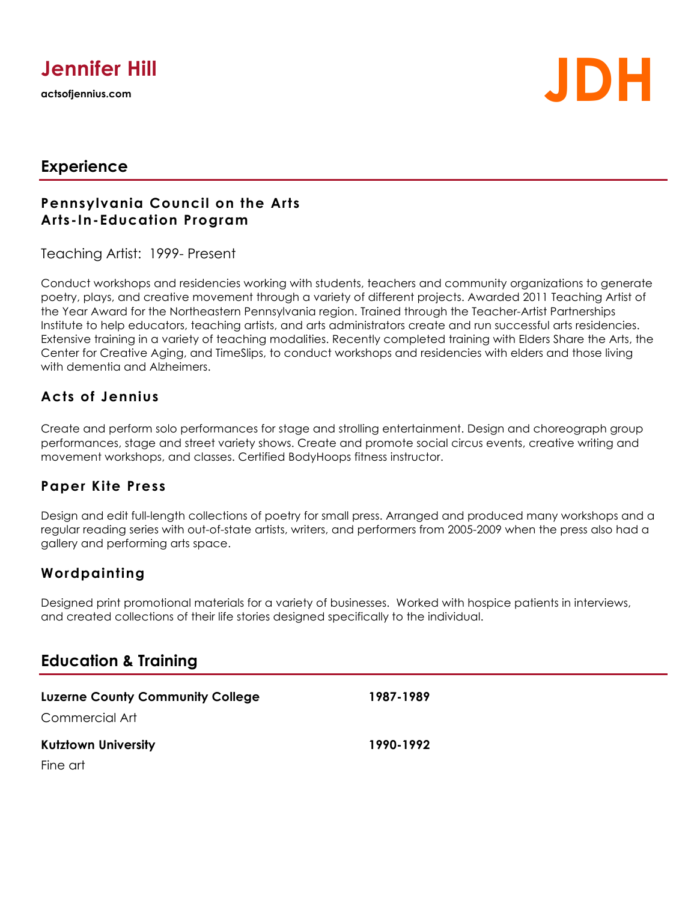# Jennifer Hill

**actsofjennius.com**

JDH

## Experience

### Pennsylvania Council on the Arts
### Arts-In-Education Program

Teaching Artist: 1999- Present

Conduct workshops and residencies working with students, teachers and community organizations to generate poetry, plays, and creative movement through a variety of different projects. Awarded 2011 Teaching Artist of the Year Award for the Northeastern Pennsylvania region. Trained through the Teacher-Artist Partnerships Institute to help educators, teaching artists, and arts administrators create and run successful arts residencies. Extensive training in a variety of teaching modalities. Recently completed training with Elders Share the Arts, the Center for Creative Aging, and TimeSlips, to conduct workshops and residencies with elders and those living with dementia and Alzheimers.

### Acts of Jennius

Create and perform solo performances for stage and strolling entertainment. Design and choreograph group performances, stage and street variety shows. Create and promote social circus events, creative writing and movement workshops, and classes. Certified BodyHoops fitness instructor.

### Paper Kite Press

Design and edit full-length collections of poetry for small press. Arranged and produced many workshops and a regular reading series with out-of-state artists, writers, and performers from 2005-2009 when the press also had a gallery and performing arts space.

### Wordpainting

Designed print promotional materials for a variety of businesses. Worked with hospice patients in interviews, and created collections of their life stories designed specifically to the individual.

## Education & Training

**Luzerne County Community College** **1987-1989**

Commercial Art

**Kutztown University** **1990-1992**

Fine art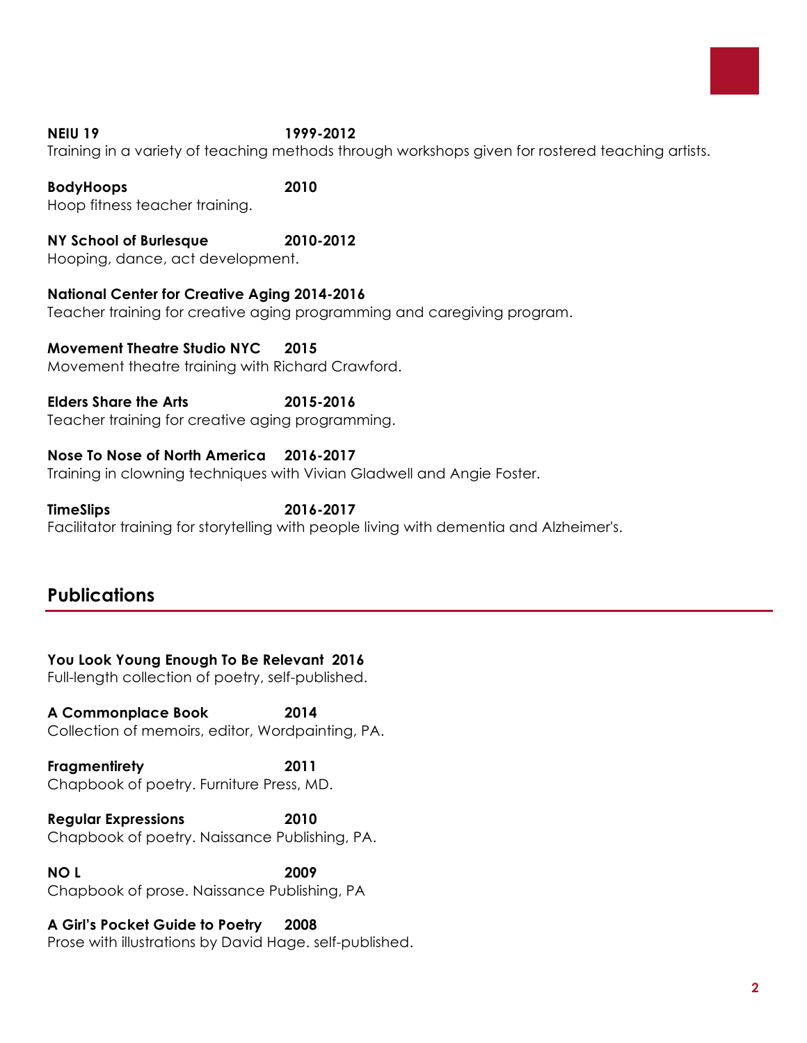**NEIU 19** **1999-2012**
Training in a variety of teaching methods through workshops given for rostered teaching artists.

**BodyHoops** **2010**
Hoop fitness teacher training.

**NY School of Burlesque** **2010-2012**
Hooping, dance, act development.

**National Center for Creative Aging 2014-2016**
Teacher training for creative aging programming and caregiving program.

**Movement Theatre Studio NYC** **2015**
Movement theatre training with Richard Crawford.

**Elders Share the Arts** **2015-2016**
Teacher training for creative aging programming.

**Nose To Nose of North America** **2016-2017**
Training in clowning techniques with Vivian Gladwell and Angie Foster.

**TimeSlips** **2016-2017**
Facilitator training for storytelling with people living with dementia and Alzheimer's.

## Publications

**You Look Young Enough To Be Relevant 2016**
Full-length collection of poetry, self-published.

**A Commonplace Book** **2014**
Collection of memoirs, editor, Wordpainting, PA.

**Fragmentirety** **2011**
Chapbook of poetry. Furniture Press, MD.

**Regular Expressions** **2010**
Chapbook of poetry. Naissance Publishing, PA.

**NO L** **2009**
Chapbook of prose. Naissance Publishing, PA

**A Girl's Pocket Guide to Poetry** **2008**
Prose with illustrations by David Hage. self-published.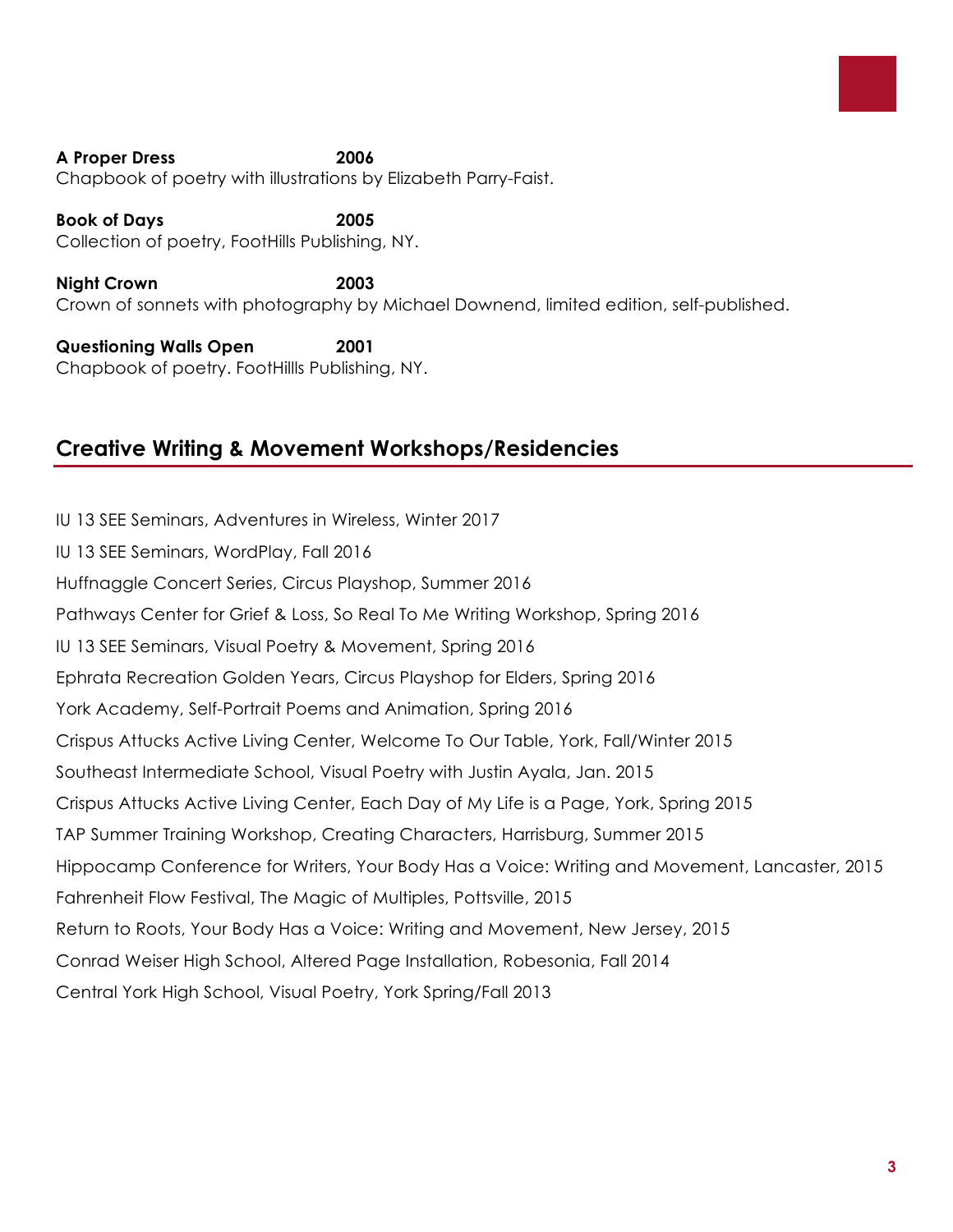**A Proper Dress** **2006**
Chapbook of poetry with illustrations by Elizabeth Parry-Faist.

**Book of Days** **2005**
Collection of poetry, FootHills Publishing, NY.

**Night Crown** **2003**
Crown of sonnets with photography by Michael Downend, limited edition, self-published.

**Questioning Walls Open** **2001**
Chapbook of poetry. FootHillls Publishing, NY.

## Creative Writing & Movement Workshops/Residencies

IU 13 SEE Seminars, Adventures in Wireless, Winter 2017

IU 13 SEE Seminars, WordPlay, Fall 2016

Huffnaggle Concert Series, Circus Playshop, Summer 2016

Pathways Center for Grief & Loss, So Real To Me Writing Workshop, Spring 2016

IU 13 SEE Seminars, Visual Poetry & Movement, Spring 2016

Ephrata Recreation Golden Years, Circus Playshop for Elders, Spring 2016

York Academy, Self-Portrait Poems and Animation, Spring 2016

Crispus Attucks Active Living Center, Welcome To Our Table, York, Fall/Winter 2015

Southeast Intermediate School, Visual Poetry with Justin Ayala, Jan. 2015

Crispus Attucks Active Living Center, Each Day of My Life is a Page, York, Spring 2015

TAP Summer Training Workshop, Creating Characters, Harrisburg, Summer 2015

Hippocamp Conference for Writers, Your Body Has a Voice: Writing and Movement, Lancaster, 2015

Fahrenheit Flow Festival, The Magic of Multiples, Pottsville, 2015

Return to Roots, Your Body Has a Voice: Writing and Movement, New Jersey, 2015

Conrad Weiser High School, Altered Page Installation, Robesonia, Fall 2014

Central York High School, Visual Poetry, York Spring/Fall 2013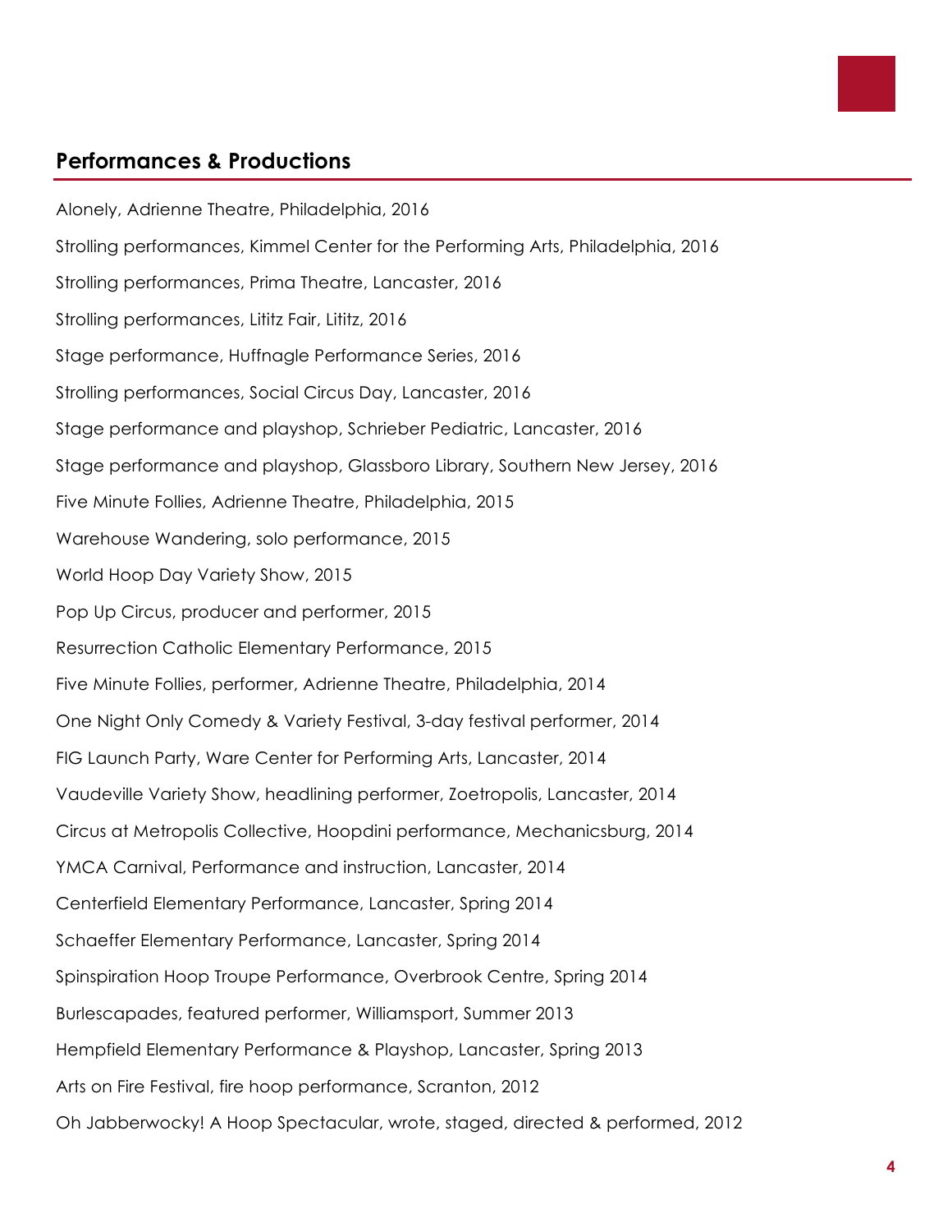## Performances & Productions

Alonely, Adrienne Theatre, Philadelphia, 2016

Strolling performances, Kimmel Center for the Performing Arts, Philadelphia, 2016

Strolling performances, Prima Theatre, Lancaster, 2016

Strolling performances, Lititz Fair, Lititz, 2016

Stage performance, Huffnagle Performance Series, 2016

Strolling performances, Social Circus Day, Lancaster, 2016

Stage performance and playshop, Schrieber Pediatric, Lancaster, 2016

Stage performance and playshop, Glassboro Library, Southern New Jersey, 2016

Five Minute Follies, Adrienne Theatre, Philadelphia, 2015

Warehouse Wandering, solo performance, 2015

World Hoop Day Variety Show, 2015

Pop Up Circus, producer and performer, 2015

Resurrection Catholic Elementary Performance, 2015

Five Minute Follies, performer, Adrienne Theatre, Philadelphia, 2014

One Night Only Comedy & Variety Festival, 3-day festival performer, 2014

FIG Launch Party, Ware Center for Performing Arts, Lancaster, 2014

Vaudeville Variety Show, headlining performer, Zoetropolis, Lancaster, 2014

Circus at Metropolis Collective, Hoopdini performance, Mechanicsburg, 2014

YMCA Carnival, Performance and instruction, Lancaster, 2014

Centerfield Elementary Performance, Lancaster, Spring 2014

Schaeffer Elementary Performance, Lancaster, Spring 2014

Spinspiration Hoop Troupe Performance, Overbrook Centre, Spring 2014

Burlescapades, featured performer, Williamsport, Summer 2013

Hempfield Elementary Performance & Playshop, Lancaster, Spring 2013

Arts on Fire Festival, fire hoop performance, Scranton, 2012

Oh Jabberwocky! A Hoop Spectacular, wrote, staged, directed & performed, 2012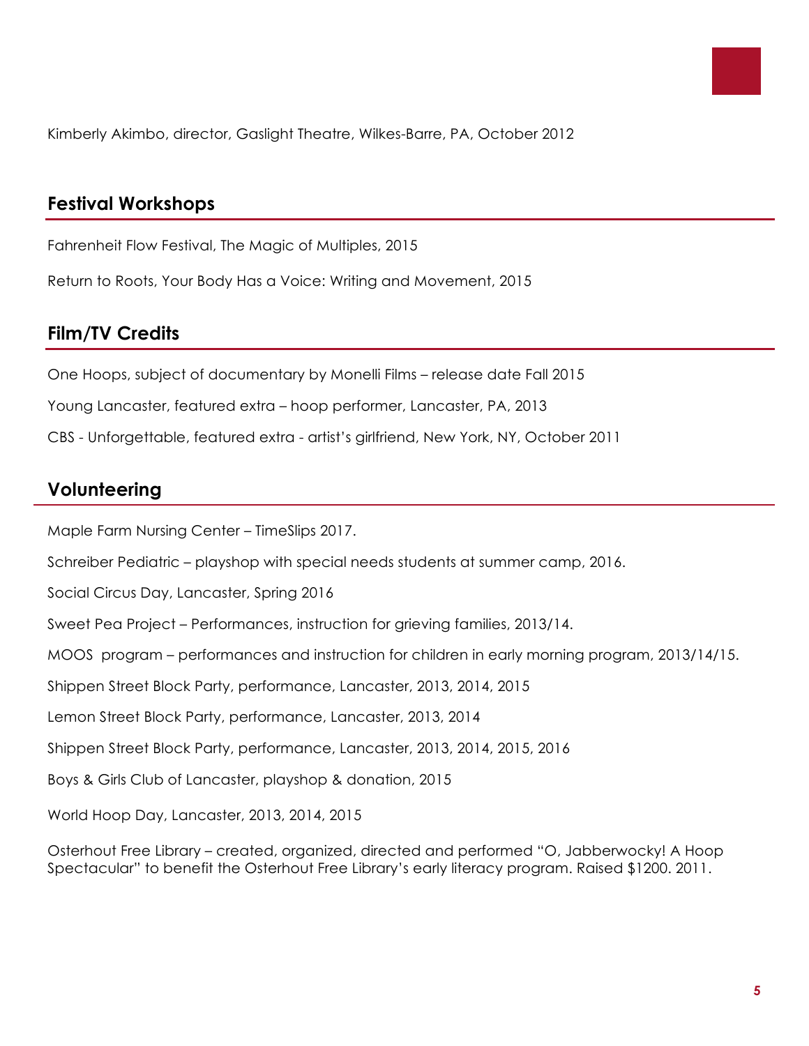Kimberly Akimbo, director, Gaslight Theatre, Wilkes-Barre, PA, October 2012

## Festival Workshops

Fahrenheit Flow Festival, The Magic of Multiples, 2015

Return to Roots, Your Body Has a Voice: Writing and Movement, 2015

## Film/TV Credits

One Hoops, subject of documentary by Monelli Films – release date Fall 2015

Young Lancaster, featured extra – hoop performer, Lancaster, PA, 2013

CBS - Unforgettable, featured extra - artist's girlfriend, New York, NY, October 2011

## Volunteering

Maple Farm Nursing Center – TimeSlips 2017.

Schreiber Pediatric – playshop with special needs students at summer camp, 2016.

Social Circus Day, Lancaster, Spring 2016

Sweet Pea Project – Performances, instruction for grieving families, 2013/14.

MOOS program – performances and instruction for children in early morning program, 2013/14/15.

Shippen Street Block Party, performance, Lancaster, 2013, 2014, 2015

Lemon Street Block Party, performance, Lancaster, 2013, 2014

Shippen Street Block Party, performance, Lancaster, 2013, 2014, 2015, 2016

Boys & Girls Club of Lancaster, playshop & donation, 2015

World Hoop Day, Lancaster, 2013, 2014, 2015

Osterhout Free Library – created, organized, directed and performed "O, Jabberwocky! A Hoop Spectacular" to benefit the Osterhout Free Library's early literacy program. Raised $1200. 2011.